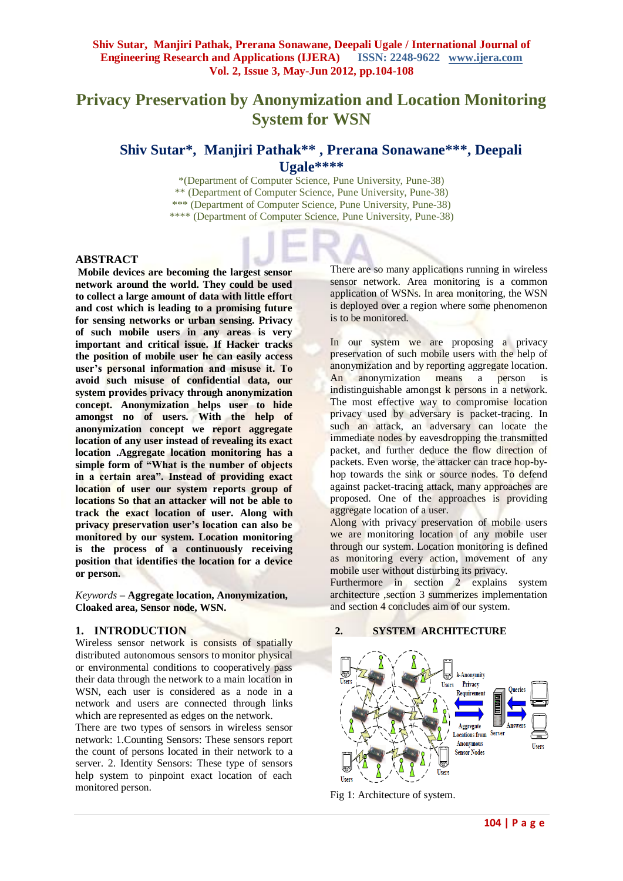# Privacy Preservation by Anonymization and Location Monitoring System for WSN

## Shiv Sutar*, Manjiri Pathak** , Prerana Sonawane***, Deepali Ugale****

*(Department of Computer Science, Pune University, Pune-38)
** (Department of Computer Science, Pune University, Pune-38)
*** (Department of Computer Science, Pune University, Pune-38)
**** (Department of Computer Science, Pune University, Pune-38)

## ABSTRACT

**Mobile devices are becoming the largest sensor network around the world. They could be used to collect a large amount of data with little effort and cost which is leading to a promising future for sensing networks or urban sensing. Privacy of such mobile users in any areas is very important and critical issue. If Hacker tracks the position of mobile user he can easily access user's personal information and misuse it. To avoid such misuse of confidential data, our system provides privacy through anonymization concept. Anonymization helps user to hide amongst no of users. With the help of anonymization concept we report aggregate location of any user instead of revealing its exact location .Aggregate location monitoring has a simple form of "What is the number of objects in a certain area". Instead of providing exact location of user our system reports group of locations So that an attacker will not be able to track the exact location of user. Along with privacy preservation user's location can also be monitored by our system. Location monitoring is the process of a continuously receiving position that identifies the location for a device or person.**

*Keywords* – **Aggregate location, Anonymization, Cloaked area, Sensor node, WSN.**

## 1. INTRODUCTION

Wireless sensor network is consists of spatially distributed autonomous sensors to monitor physical or environmental conditions to cooperatively pass their data through the network to a main location in WSN, each user is considered as a node in a network and users are connected through links which are represented as edges on the network.

There are two types of sensors in wireless sensor network: 1.Counting Sensors: These sensors report the count of persons located in their network to a server. 2. Identity Sensors: These type of sensors help system to pinpoint exact location of each monitored person.

There are so many applications running in wireless sensor network. Area monitoring is a common application of WSNs. In area monitoring, the WSN is deployed over a region where some phenomenon is to be monitored.

In our system we are proposing a privacy preservation of such mobile users with the help of anonymization and by reporting aggregate location. An anonymization means a person is indistinguishable amongst k persons in a network. The most effective way to compromise location privacy used by adversary is packet-tracing. In such an attack, an adversary can locate the immediate nodes by eavesdropping the transmitted packet, and further deduce the flow direction of packets. Even worse, the attacker can trace hop-by-hop towards the sink or source nodes. To defend against packet-tracing attack, many approaches are proposed. One of the approaches is providing aggregate location of a user.

Along with privacy preservation of mobile users we are monitoring location of any mobile user through our system. Location monitoring is defined as monitoring every action, movement of any mobile user without disturbing its privacy.

Furthermore in section 2 explains system architecture ,section 3 summerizes implementation and section 4 concludes aim of our system.

## 2. SYSTEM ARCHITECTURE

Fig 1: Architecture of system.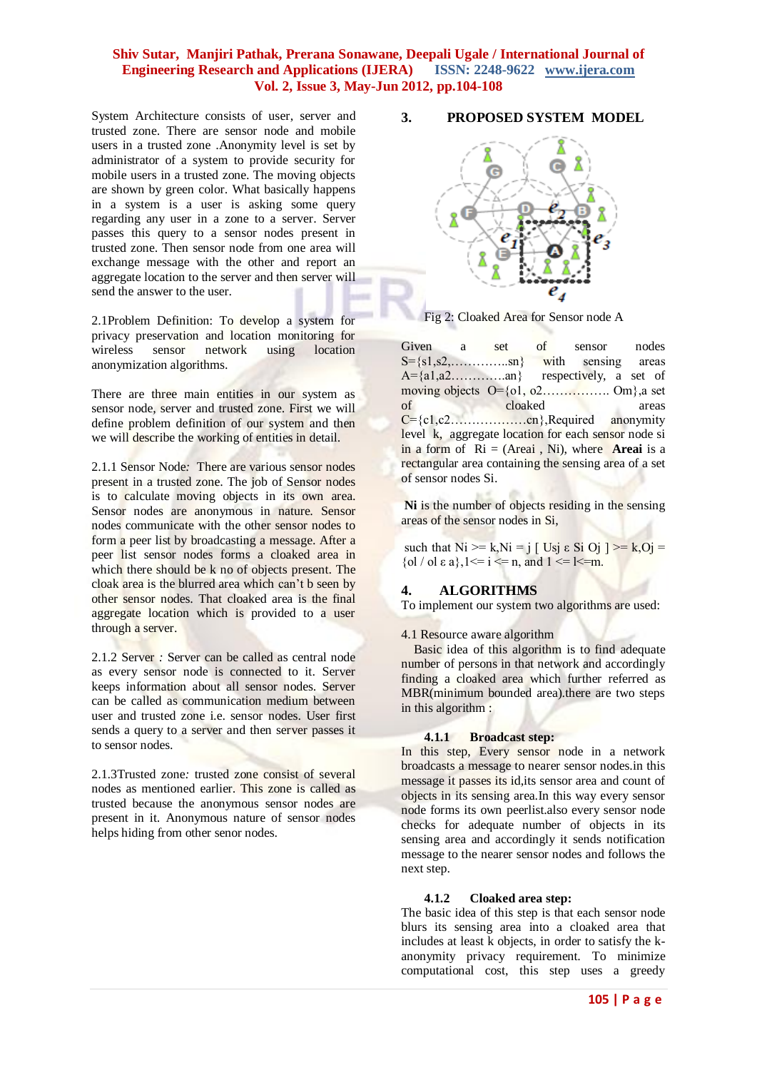System Architecture consists of user, server and trusted zone. There are sensor node and mobile users in a trusted zone .Anonymity level is set by administrator of a system to provide security for mobile users in a trusted zone. The moving objects are shown by green color. What basically happens in a system is a user is asking some query regarding any user in a zone to a server. Server passes this query to a sensor nodes present in trusted zone. Then sensor node from one area will exchange message with the other and report an aggregate location to the server and then server will send the answer to the user.

2.1Problem Definition: To develop a system for privacy preservation and location monitoring for wireless sensor network using location anonymization algorithms.

There are three main entities in our system as sensor node, server and trusted zone. First we will define problem definition of our system and then we will describe the working of entities in detail.

2.1.1 Sensor Node*:* There are various sensor nodes present in a trusted zone. The job of Sensor nodes is to calculate moving objects in its own area. Sensor nodes are anonymous in nature. Sensor nodes communicate with the other sensor nodes to form a peer list by broadcasting a message. After a peer list sensor nodes forms a cloaked area in which there should be k no of objects present. The cloak area is the blurred area which can't b seen by other sensor nodes. That cloaked area is the final aggregate location which is provided to a user through a server.

2.1.2 Server *:* Server can be called as central node as every sensor node is connected to it. Server keeps information about all sensor nodes. Server can be called as communication medium between user and trusted zone i.e. sensor nodes. User first sends a query to a server and then server passes it to sensor nodes.

2.1.3Trusted zone*:* trusted zone consist of several nodes as mentioned earlier. This zone is called as trusted because the anonymous sensor nodes are present in it. Anonymous nature of sensor nodes helps hiding from other senor nodes.

## 3. PROPOSED SYSTEM MODEL

Fig 2: Cloaked Area for Sensor node A

Given a set of sensor nodes S={s1,s2,…………..sn} with sensing areas A={a1,a2…………an} respectively, a set of moving objects O={o1, o2……………. Om},a set of cloaked areas C={c1,c2………………cn},Required anonymity level k, aggregate location for each sensor node si in a form of Ri = (Areai , Ni), where **Areai** is a rectangular area containing the sensing area of a set of sensor nodes Si.

**Ni** is the number of objects residing in the sensing areas of the sensor nodes in Si,

such that Ni >= k,Ni = j [ Usj ε Si Oj ] >= k,Oj = {ol / ol ε a},1<= i <= n, and 1 <= l<=m.

## 4. ALGORITHMS

To implement our system two algorithms are used:

4.1 Resource aware algorithm

Basic idea of this algorithm is to find adequate number of persons in that network and accordingly finding a cloaked area which further referred as MBR(minimum bounded area).there are two steps in this algorithm :

#### 4.1.1 Broadcast step:

In this step, Every sensor node in a network broadcasts a message to nearer sensor nodes.in this message it passes its id,its sensor area and count of objects in its sensing area.In this way every sensor node forms its own peerlist.also every sensor node checks for adequate number of objects in its sensing area and accordingly it sends notification message to the nearer sensor nodes and follows the next step.

#### 4.1.2 Cloaked area step:

The basic idea of this step is that each sensor node blurs its sensing area into a cloaked area that includes at least k objects, in order to satisfy the k-anonymity privacy requirement. To minimize computational cost, this step uses a greedy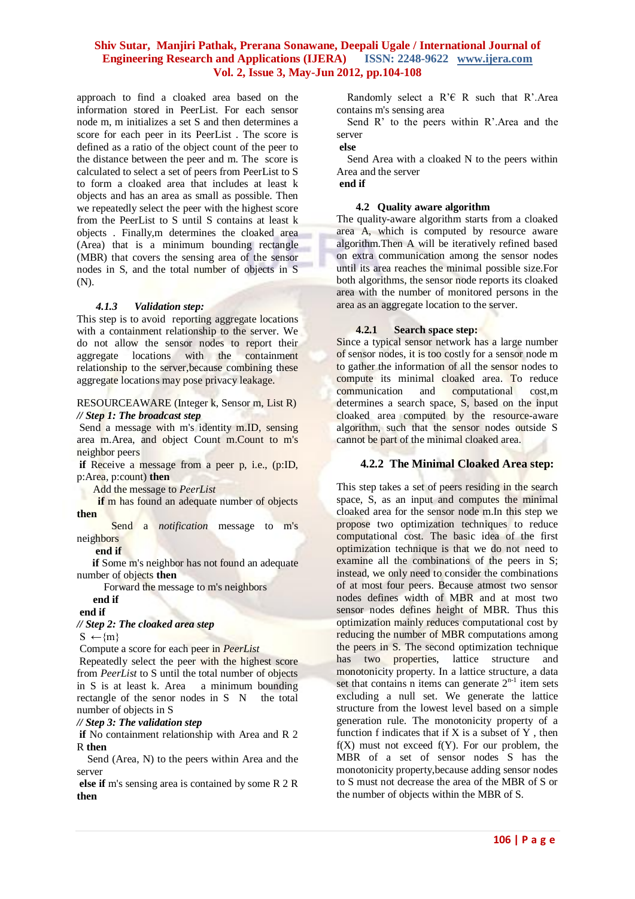approach to find a cloaked area based on the information stored in PeerList. For each sensor node m, m initializes a set S and then determines a score for each peer in its PeerList . The score is defined as a ratio of the object count of the peer to the distance between the peer and m. The score is calculated to select a set of peers from PeerList to S to form a cloaked area that includes at least k objects and has an area as small as possible. Then we repeatedly select the peer with the highest score from the PeerList to S until S contains at least k objects . Finally,m determines the cloaked area (Area) that is a minimum bounding rectangle (MBR) that covers the sensing area of the sensor nodes in S, and the total number of objects in S (N).

#### *4.1.3 Validation step:*

This step is to avoid reporting aggregate locations with a containment relationship to the server. We do not allow the sensor nodes to report their aggregate locations with the containment relationship to the server,because combining these aggregate locations may pose privacy leakage.

RESOURCEAWARE (Integer k, Sensor m, List R)
***// Step 1: The broadcast step***
Send a message with m's identity m.ID, sensing area m.Area, and object Count m.Count to m's neighbor peers
**if** Receive a message from a peer p, i.e., (p:ID, p:Area, p:count) **then**
Add the message to *PeerList*
**if** m has found an adequate number of objects **then**
Send a *notification* message to m's neighbors
**end if**
**if** Some m's neighbor has not found an adequate number of objects **then**
Forward the message to m's neighbors
**end if**
**end if**
***// Step 2: The cloaked area step***
S ←{m}
Compute a score for each peer in *PeerList*
Repeatedly select the peer with the highest score from *PeerList* to S until the total number of objects in S is at least k. Area a minimum bounding rectangle of the senor nodes in S N the total number of objects in S
***// Step 3: The validation step***
**if** No containment relationship with Area and R 2 R **then**
Send (Area, N) to the peers within Area and the server
**else if** m's sensing area is contained by some R 2 R **then**
Randomly select a R'€ R such that R'.Area contains m's sensing area
Send R' to the peers within R'.Area and the server
**else**
Send Area with a cloaked N to the peers within Area and the server
**end if**

### 4.2 Quality aware algorithm

The quality-aware algorithm starts from a cloaked area A, which is computed by resource aware algorithm.Then A will be iteratively refined based on extra communication among the sensor nodes until its area reaches the minimal possible size.For both algorithms, the sensor node reports its cloaked area with the number of monitored persons in the area as an aggregate location to the server.

#### 4.2.1 Search space step:

Since a typical sensor network has a large number of sensor nodes, it is too costly for a sensor node m to gather the information of all the sensor nodes to compute its minimal cloaked area. To reduce communication and computational cost,m determines a search space, S, based on the input cloaked area computed by the resource-aware algorithm, such that the sensor nodes outside S cannot be part of the minimal cloaked area.

#### 4.2.2 The Minimal Cloaked Area step:

This step takes a set of peers residing in the search space, S, as an input and computes the minimal cloaked area for the sensor node m.In this step we propose two optimization techniques to reduce computational cost. The basic idea of the first optimization technique is that we do not need to examine all the combinations of the peers in S; instead, we only need to consider the combinations of at most four peers. Because atmost two sensor nodes defines width of MBR and at most two sensor nodes defines height of MBR. Thus this optimization mainly reduces computational cost by reducing the number of MBR computations among the peers in S. The second optimization technique has two properties, lattice structure and monotonicity property. In a lattice structure, a data set that contains n items can generate $2^{n-1}$ item sets excluding a null set. We generate the lattice structure from the lowest level based on a simple generation rule. The monotonicity property of a function f indicates that if X is a subset of Y , then f(X) must not exceed f(Y). For our problem, the MBR of a set of sensor nodes S has the monotonicity property,because adding sensor nodes to S must not decrease the area of the MBR of S or the number of objects within the MBR of S.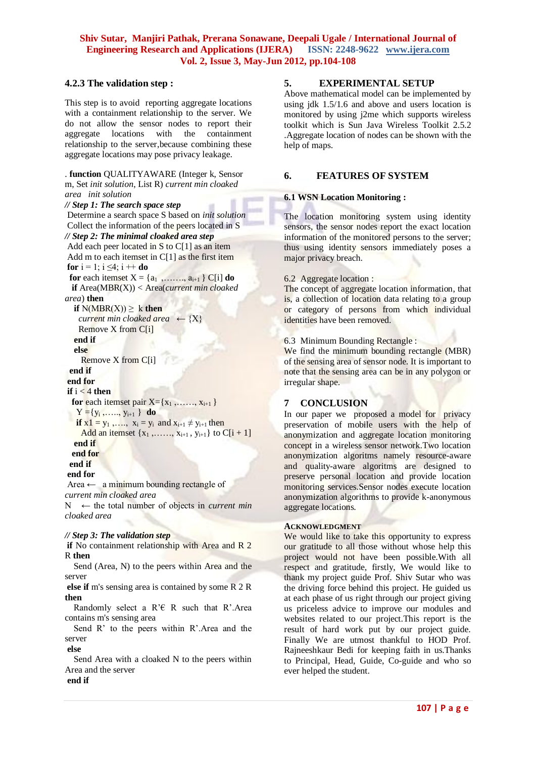#### 4.2.3 The validation step :

This step is to avoid reporting aggregate locations with a containment relationship to the server. We do not allow the sensor nodes to report their aggregate locations with the containment relationship to the server,because combining these aggregate locations may pose privacy leakage.

. **function** QUALITYAWARE (Integer k, Sensor m, Set *init solution,* List R) *current min cloaked area init solution*

***// Step 1: The search space step***

Determine a search space S based on *init solution*
Collect the information of the peers located in S

***// Step 2: The minimal cloaked area step***

Add each peer located in S to C[1] as an item
Add m to each itemset in C[1] as the first item
**for** i = 1; i ≤4; i ++ **do**
 **for** each itemset X = {$a_1$ ,……., $a_{i+1}$ } C[i] **do**
  **if** Area(MBR(X)) < Area(*current min cloaked area*) **then**
   **if** N(MBR(X)) ≥ k **then**
    *current min cloaked area* ← {X}
    Remove X from C[i]
   **end if**
   **else**
    Remove X from C[i]
  **end if**
 **end for**
 **if** i < 4 **then**
  **for** each itemset pair X={$x_1$ ,……, $x_{i+1}$ }
   Y ={$y_i$ ,….., $y_{i+1}$ } **do**
   **if** x1 = $y_1$ ,…., $x_i$ = $y_i$ and $x_{i+1} \neq y_{i+1}$ then
    Add an itemset {$x_1$ ,……, $x_{i+1}$ , $y_{i+1}$} to C[i + 1]
   **end if**
  **end for**
 **end if**
**end for**
Area ← a minimum bounding rectangle of *current min cloaked area*
N ← the total number of objects in *current min cloaked area*

***// Step 3: The validation step***

**if** No containment relationship with Area and R 2 R **then**
 Send (Area, N) to the peers within Area and the server
**else if** m's sensing area is contained by some R 2 R **then**
 Randomly select a R'€ R such that R'.Area contains m's sensing area
 Send R' to the peers within R'.Area and the server
**else**
 Send Area with a cloaked N to the peers within Area and the server
**end if**

## 5. EXPERIMENTAL SETUP

Above mathematical model can be implemented by using jdk 1.5/1.6 and above and users location is monitored by using j2me which supports wireless toolkit which is Sun Java Wireless Toolkit 2.5.2 .Aggregate location of nodes can be shown with the help of maps.

## 6. FEATURES OF SYSTEM

### 6.1 WSN Location Monitoring :

The location monitoring system using identity sensors, the sensor nodes report the exact location information of the monitored persons to the server; thus using identity sensors immediately poses a major privacy breach.

### 6.2 Aggregate location :

The concept of aggregate location information, that is, a collection of location data relating to a group or category of persons from which individual identities have been removed.

### 6.3 Minimum Bounding Rectangle :

We find the minimum bounding rectangle (MBR) of the sensing area of sensor node. It is important to note that the sensing area can be in any polygon or irregular shape.

## 7 CONCLUSION

In our paper we proposed a model for privacy preservation of mobile users with the help of anonymization and aggregate location monitoring concept in a wireless sensor network.Two location anonymization algorithms namely resource-aware and quality-aware algoritms are designed to preserve personal location and provide location monitoring services.Sensor nodes execute location anonymization algorithms to provide k-anonymous aggregate locations.

## ACKNOWLEDGMENT

We would like to take this opportunity to express our gratitude to all those without whose help this project would not have been possible.With all respect and gratitude, firstly, We would like to thank my project guide Prof. Shiv Sutar who was the driving force behind this project. He guided us at each phase of us right through our project giving us priceless advice to improve our modules and websites related to our project.This report is the result of hard work put by our project guide. Finally We are utmost thankful to HOD Prof. Rajneeshkaur Bedi for keeping faith in us.Thanks to Principal, Head, Guide, Co-guide and who so ever helped the student.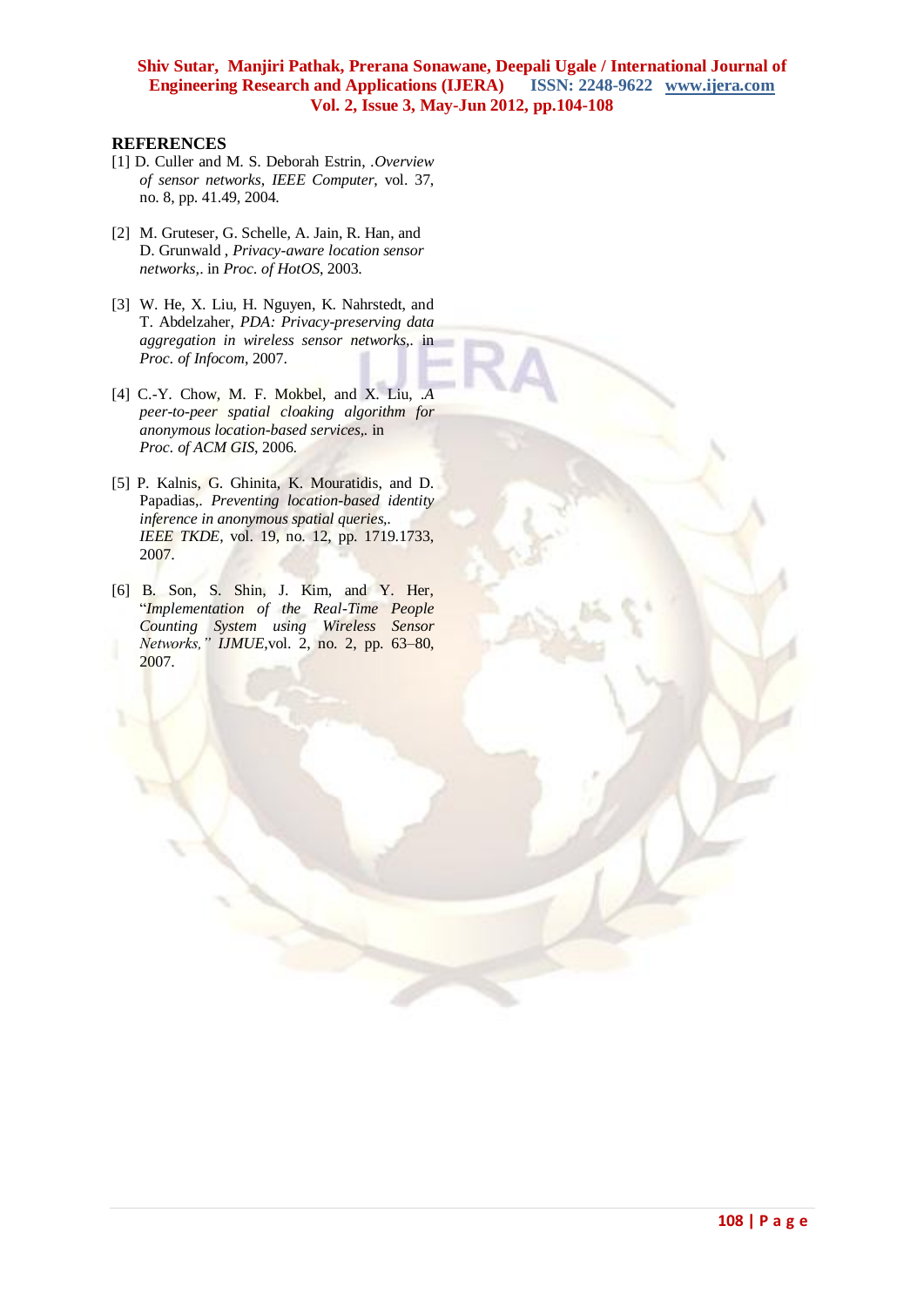## REFERENCES

[1] D. Culler and M. S. Deborah Estrin, .*Overview of sensor networks*, *IEEE Computer*, vol. 37, no. 8, pp. 41.49, 2004.

[2] M. Gruteser, G. Schelle, A. Jain, R. Han, and D. Grunwald , *Privacy-aware location sensor networks*,. in *Proc. of HotOS*, 2003.

[3] W. He, X. Liu, H. Nguyen, K. Nahrstedt, and T. Abdelzaher, *PDA: Privacy-preserving data aggregation in wireless sensor networks*,. in *Proc. of Infocom*, 2007.

[4] C.-Y. Chow, M. F. Mokbel, and X. Liu, .*A peer-to-peer spatial cloaking algorithm for anonymous location-based services*,. in *Proc. of ACM GIS*, 2006.

[5] P. Kalnis, G. Ghinita, K. Mouratidis, and D. Papadias,. *Preventing location-based identity inference in anonymous spatial queries*,. *IEEE TKDE*, vol. 19, no. 12, pp. 1719.1733, 2007.

[6] B. Son, S. Shin, J. Kim, and Y. Her, "*Implementation of the Real-Time People Counting System using Wireless Sensor Networks,*" *IJMUE*,vol. 2, no. 2, pp. 63–80, 2007.